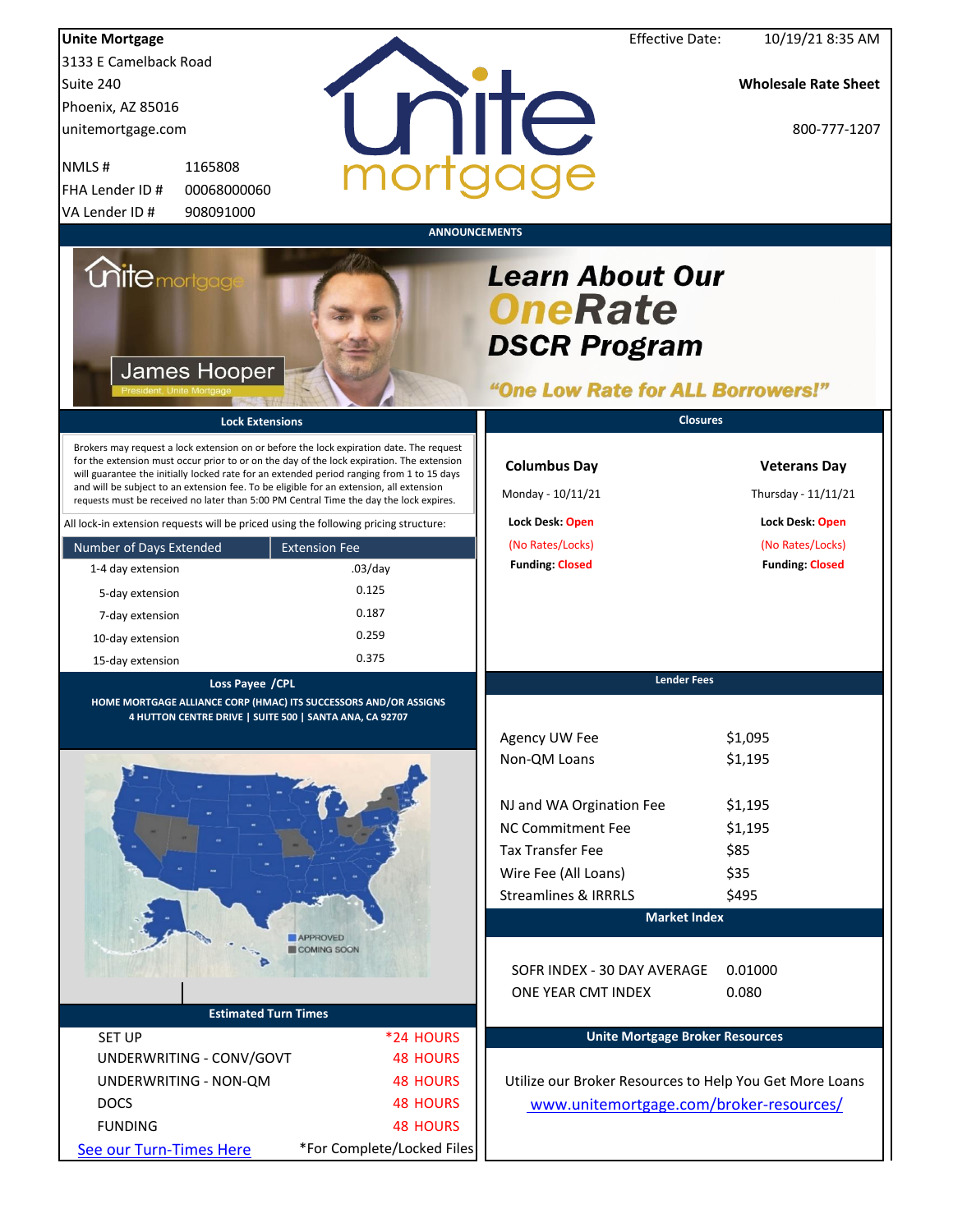**Unite Mortgage**
3133 E Camelback Road
Suite 240
Phoenix, AZ 85016
unitemortgage.com

NMLS # 1165808
FHA Lender ID # 00068000060
VA Lender ID # 908091000

Effective Date: 10/19/21 8:35 AM

**Wholesale Rate Sheet**

800-777-1207

## ANNOUNCEMENTS

**Learn About Our OneRate DSCR Program**

**"One Low Rate for ALL Borrowers!"**

James Hooper
President, Unite Mortgage

## Lock Extensions

Brokers may request a lock extension on or before the lock expiration date. The request for the extension must occur prior to or on the day of the lock expiration. The extension will guarantee the initially locked rate for an extended period ranging from 1 to 15 days and will be subject to an extension fee. To be eligible for an extension, all extension requests must be received no later than 5:00 PM Central Time the day the lock expires.

All lock-in extension requests will be priced using the following pricing structure:

| Number of Days Extended | Extension Fee |
|---|---|
| 1-4 day extension | .03/day |
| 5-day extension | 0.125 |
| 7-day extension | 0.187 |
| 10-day extension | 0.259 |
| 15-day extension | 0.375 |

## Closures

| Columbus Day | Veterans Day |
|---|---|
| Monday - 10/11/21 | Thursday - 11/11/21 |
| **Lock Desk:** Open | **Lock Desk:** Open |
| (No Rates/Locks) | (No Rates/Locks) |
| **Funding:** Closed | **Funding:** Closed |

## Loss Payee /CPL

**HOME MORTGAGE ALLIANCE CORP (HMAC) ITS SUCCESSORS AND/OR ASSIGNS**
**4 HUTTON CENTRE DRIVE | SUITE 500 | SANTA ANA, CA 92707**

APPROVED
COMING SOON

## Lender Fees

| | |
|---|---|
| Agency UW Fee | $1,095 |
| Non-QM Loans | $1,195 |
| NJ and WA Orgination Fee | $1,195 |
| NC Commitment Fee | $1,195 |
| Tax Transfer Fee | $85 |
| Wire Fee (All Loans) | $35 |
| Streamlines & IRRRLS | $495 |

## Market Index

| | |
|---|---|
| SOFR INDEX - 30 DAY AVERAGE | 0.01000 |
| ONE YEAR CMT INDEX | 0.080 |

## Estimated Turn Times

| | |
|---|---|
| SET UP | *24 HOURS |
| UNDERWRITING - CONV/GOVT | 48 HOURS |
| UNDERWRITING - NON-QM | 48 HOURS |
| DOCS | 48 HOURS |
| FUNDING | 48 HOURS |

See our Turn-Times Here

*For Complete/Locked Files

## Unite Mortgage Broker Resources

Utilize our Broker Resources to Help You Get More Loans

www.unitemortgage.com/broker-resources/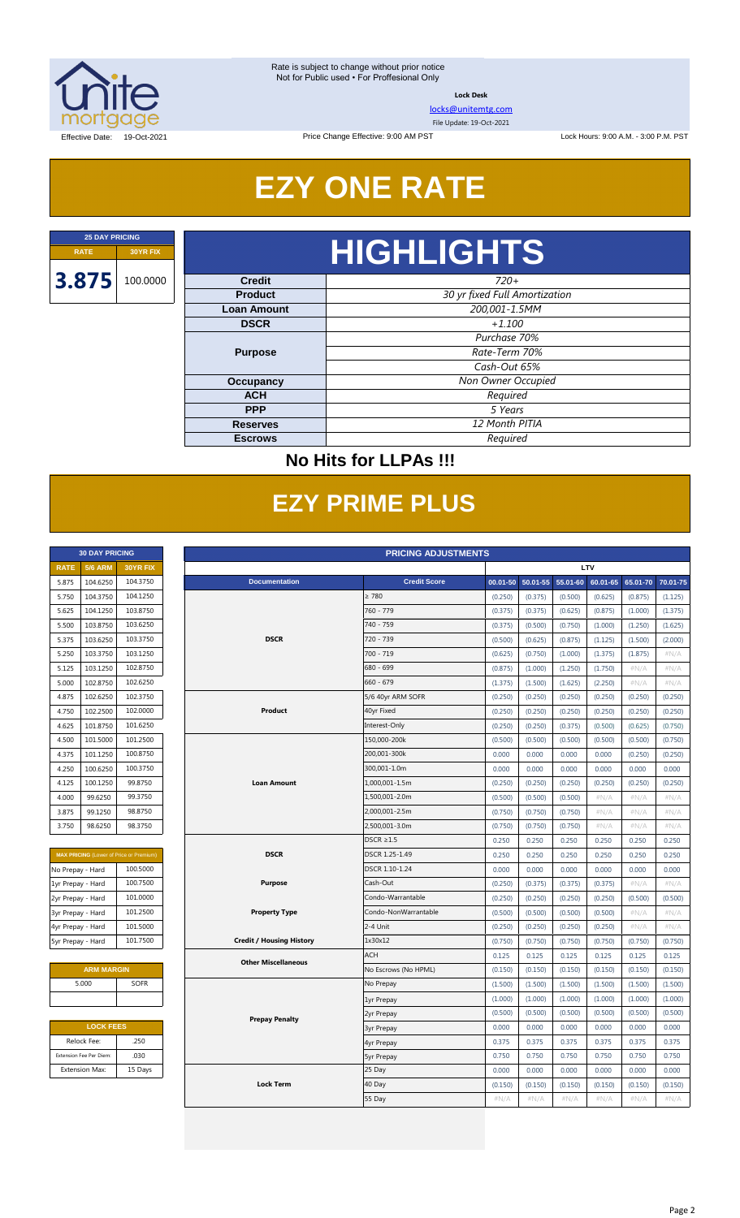Rate is subject to change without prior notice
Not for Public used • For Proffesional Only

**Lock Desk**

locks@unitemtg.com

File Update: 19-Oct-2021

Effective Date: 19-Oct-2021 | Price Change Effective: 9:00 AM PST | Lock Hours: 9:00 A.M. - 3:00 P.M. PST

# EZY ONE RATE

| 25 DAY PRICING | |
|---|---|
| **RATE** | **30YR FIX** |
| **3.875** | 100.0000 |

## HIGHLIGHTS

| | |
|---|---|
| **Credit** | *720+* |
| **Product** | *30 yr fixed Full Amortization* |
| **Loan Amount** | *200,001-1.5MM* |
| **DSCR** | *+1.100* |
| **Purpose** | *Purchase 70%* |
| | *Rate-Term 70%* |
| | *Cash-Out 65%* |
| **Occupancy** | *Non Owner Occupied* |
| **ACH** | *Required* |
| **PPP** | *5 Years* |
| **Reserves** | *12 Month PITIA* |
| **Escrows** | *Required* |

### No Hits for LLPAs !!!

# EZY PRIME PLUS

| 30 DAY PRICING | | |
|---|---|---|
| **RATE** | **5/6 ARM** | **30YR FIX** |
| 5.875 | 104.6250 | 104.3750 |
| 5.750 | 104.3750 | 104.1250 |
| 5.625 | 104.1250 | 103.8750 |
| 5.500 | 103.8750 | 103.6250 |
| 5.375 | 103.6250 | 103.3750 |
| 5.250 | 103.3750 | 103.1250 |
| 5.125 | 103.1250 | 102.8750 |
| 5.000 | 102.8750 | 102.6250 |
| 4.875 | 102.6250 | 102.3750 |
| 4.750 | 102.2500 | 102.0000 |
| 4.625 | 101.8750 | 101.6250 |
| 4.500 | 101.5000 | 101.2500 |
| 4.375 | 101.1250 | 100.8750 |
| 4.250 | 100.6250 | 100.3750 |
| 4.125 | 100.1250 | 99.8750 |
| 4.000 | 99.6250 | 99.3750 |
| 3.875 | 99.1250 | 98.8750 |
| 3.750 | 98.6250 | 98.3750 |

| MAX PRICING (Lower of Price or Premium) | |
|---|---|
| No Prepay - Hard | 100.5000 |
| 1yr Prepay - Hard | 100.7500 |
| 2yr Prepay - Hard | 101.0000 |
| 3yr Prepay - Hard | 101.2500 |
| 4yr Prepay - Hard | 101.5000 |
| 5yr Prepay - Hard | 101.7500 |

| ARM MARGIN | |
|---|---|
| 5.000 | SOFR |

| LOCK FEES | |
|---|---|
| Relock Fee: | .250 |
| Extension Fee Per Diem: | .030 |
| Extension Max: | 15 Days |

| PRICING ADJUSTMENTS | | | | | | | |
|---|---|---|---|---|---|---|---|
| | | LTV | | | | | |
| **Documentation** | **Credit Score** | **00.01-50** | **50.01-55** | **55.01-60** | **60.01-65** | **65.01-70** | **70.01-75** |
| DSCR | ≥ 780 | (0.250) | (0.375) | (0.500) | (0.625) | (0.875) | (1.125) |
| | 760 - 779 | (0.375) | (0.375) | (0.625) | (0.875) | (1.000) | (1.375) |
| | 740 - 759 | (0.375) | (0.500) | (0.750) | (1.000) | (1.250) | (1.625) |
| | 720 - 739 | (0.500) | (0.625) | (0.875) | (1.125) | (1.500) | (2.000) |
| | 700 - 719 | (0.625) | (0.750) | (1.000) | (1.375) | (1.875) | #N/A |
| | 680 - 699 | (0.875) | (1.000) | (1.250) | (1.750) | #N/A | #N/A |
| | 660 - 679 | (1.375) | (1.500) | (1.625) | (2.250) | #N/A | #N/A |
| Product | 5/6 40yr ARM SOFR | (0.250) | (0.250) | (0.250) | (0.250) | (0.250) | (0.250) |
| | 40yr Fixed | (0.250) | (0.250) | (0.250) | (0.250) | (0.250) | (0.250) |
| | Interest-Only | (0.250) | (0.250) | (0.375) | (0.500) | (0.625) | (0.750) |
| Loan Amount | 150,000-200k | (0.500) | (0.500) | (0.500) | (0.500) | (0.500) | (0.750) |
| | 200,001-300k | 0.000 | 0.000 | 0.000 | 0.000 | (0.250) | (0.250) |
| | 300,001-1.0m | 0.000 | 0.000 | 0.000 | 0.000 | 0.000 | 0.000 |
| | 1,000,001-1.5m | (0.250) | (0.250) | (0.250) | (0.250) | (0.250) | (0.250) |
| | 1,500,001-2.0m | (0.500) | (0.500) | (0.500) | #N/A | #N/A | #N/A |
| | 2,000,001-2.5m | (0.750) | (0.750) | (0.750) | #N/A | #N/A | #N/A |
| | 2,500,001-3.0m | (0.750) | (0.750) | (0.750) | #N/A | #N/A | #N/A |
| DSCR | DSCR ≥1.5 | 0.250 | 0.250 | 0.250 | 0.250 | 0.250 | 0.250 |
| | DSCR 1.25-1.49 | 0.250 | 0.250 | 0.250 | 0.250 | 0.250 | 0.250 |
| | DSCR 1.10-1.24 | 0.000 | 0.000 | 0.000 | 0.000 | 0.000 | 0.000 |
| Purpose | Cash-Out | (0.250) | (0.375) | (0.375) | (0.375) | #N/A | #N/A |
| Property Type | Condo-Warrantable | (0.250) | (0.250) | (0.250) | (0.250) | (0.500) | (0.500) |
| | Condo-NonWarrantable | (0.500) | (0.500) | (0.500) | (0.500) | #N/A | #N/A |
| | 2-4 Unit | (0.250) | (0.250) | (0.250) | (0.250) | #N/A | #N/A |
| Credit / Housing History | 1x30x12 | (0.750) | (0.750) | (0.750) | (0.750) | (0.750) | (0.750) |
| Other Miscellaneous | ACH | 0.125 | 0.125 | 0.125 | 0.125 | 0.125 | 0.125 |
| | No Escrows (No HPML) | (0.150) | (0.150) | (0.150) | (0.150) | (0.150) | (0.150) |
| Prepay Penalty | No Prepay | (1.500) | (1.500) | (1.500) | (1.500) | (1.500) | (1.500) |
| | 1yr Prepay | (1.000) | (1.000) | (1.000) | (1.000) | (1.000) | (1.000) |
| | 2yr Prepay | (0.500) | (0.500) | (0.500) | (0.500) | (0.500) | (0.500) |
| | 3yr Prepay | 0.000 | 0.000 | 0.000 | 0.000 | 0.000 | 0.000 |
| | 4yr Prepay | 0.375 | 0.375 | 0.375 | 0.375 | 0.375 | 0.375 |
| | 5yr Prepay | 0.750 | 0.750 | 0.750 | 0.750 | 0.750 | 0.750 |
| Lock Term | 25 Day | 0.000 | 0.000 | 0.000 | 0.000 | 0.000 | 0.000 |
| | 40 Day | (0.150) | (0.150) | (0.150) | (0.150) | (0.150) | (0.150) |
| | 55 Day | #N/A | #N/A | #N/A | #N/A | #N/A | #N/A |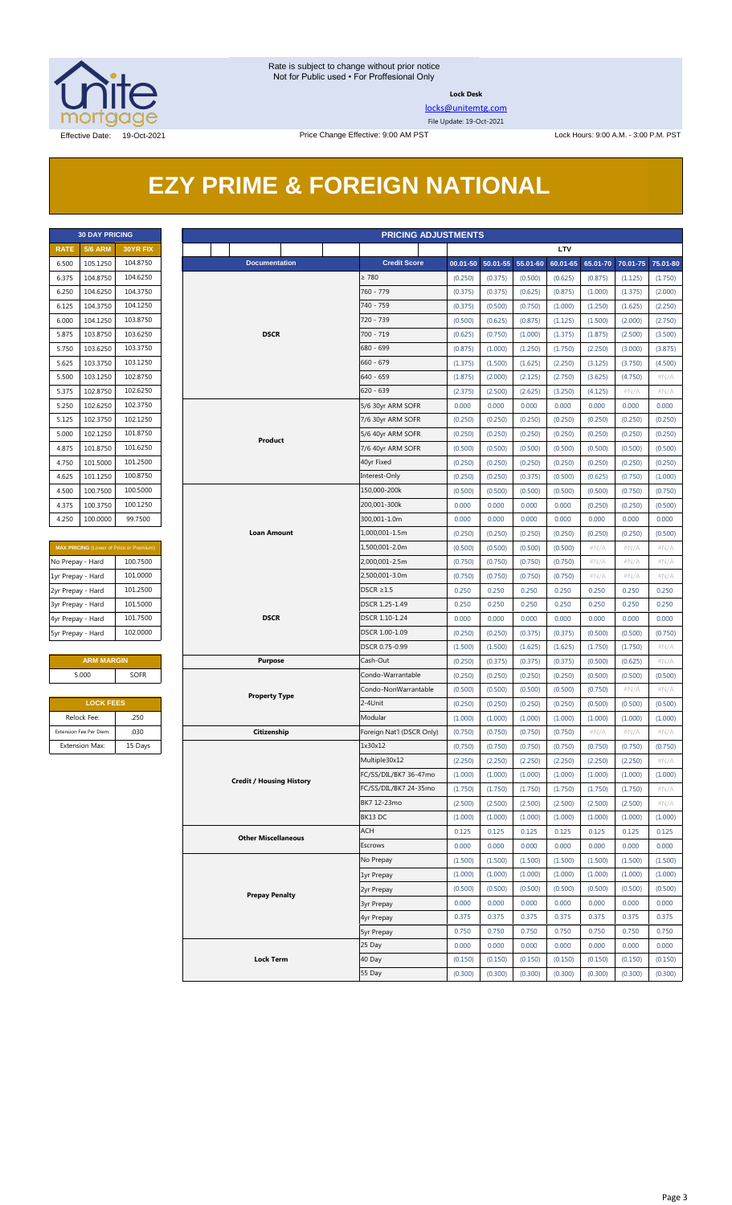Rate is subject to change without prior notice
Not for Public used • For Proffesional Only

**Lock Desk**

locks@unitemtg.com

File Update: 19-Oct-2021

Effective Date: 19-Oct-2021

Price Change Effective: 9:00 AM PST

Lock Hours: 9:00 A.M. - 3:00 P.M. PST

# EZY PRIME & FOREIGN NATIONAL

| 30 DAY PRICING | | |
|---|---|---|
| RATE | 5/6 ARM | 30YR FIX |
| 6.500 | 105.1250 | 104.8750 |
| 6.375 | 104.8750 | 104.6250 |
| 6.250 | 104.6250 | 104.3750 |
| 6.125 | 104.3750 | 104.1250 |
| 6.000 | 104.1250 | 103.8750 |
| 5.875 | 103.8750 | 103.6250 |
| 5.750 | 103.6250 | 103.3750 |
| 5.625 | 103.3750 | 103.1250 |
| 5.500 | 103.1250 | 102.8750 |
| 5.375 | 102.8750 | 102.6250 |
| 5.250 | 102.6250 | 102.3750 |
| 5.125 | 102.3750 | 102.1250 |
| 5.000 | 102.1250 | 101.8750 |
| 4.875 | 101.8750 | 101.6250 |
| 4.750 | 101.5000 | 101.2500 |
| 4.625 | 101.1250 | 100.8750 |
| 4.500 | 100.7500 | 100.5000 |
| 4.375 | 100.3750 | 100.1250 |
| 4.250 | 100.0000 | 99.7500 |

| MAX PRICING (Lower of Price or Premium) | |
|---|---|
| No Prepay - Hard | 100.7500 |
| 1yr Prepay - Hard | 101.0000 |
| 2yr Prepay - Hard | 101.2500 |
| 3yr Prepay - Hard | 101.5000 |
| 4yr Prepay - Hard | 101.7500 |
| 5yr Prepay - Hard | 102.0000 |

| ARM MARGIN | |
|---|---|
| 5.000 | SOFR |

| LOCK FEES | |
|---|---|
| Relock Fee: | .250 |
| Extension Fee Per Diem: | .030 |
| Extension Max: | 15 Days |

| PRICING ADJUSTMENTS | | | | | | | | |
|---|---|---|---|---|---|---|---|---|
| | | LTV | | | | | | |
| Documentation | Credit Score | 00.01-50 | 50.01-55 | 55.01-60 | 60.01-65 | 65.01-70 | 70.01-75 | 75.01-80 |
| DSCR | ≥ 780 | (0.250) | (0.375) | (0.500) | (0.625) | (0.875) | (1.125) | (1.750) |
| | 760 - 779 | (0.375) | (0.375) | (0.625) | (0.875) | (1.000) | (1.375) | (2.000) |
| | 740 - 759 | (0.375) | (0.500) | (0.750) | (1.000) | (1.250) | (1.625) | (2.250) |
| | 720 - 739 | (0.500) | (0.625) | (0.875) | (1.125) | (1.500) | (2.000) | (2.750) |
| | 700 - 719 | (0.625) | (0.750) | (1.000) | (1.375) | (1.875) | (2.500) | (3.500) |
| | 680 - 699 | (0.875) | (1.000) | (1.250) | (1.750) | (2.250) | (3.000) | (3.875) |
| | 660 - 679 | (1.375) | (1.500) | (1.625) | (2.250) | (3.125) | (3.750) | (4.500) |
| | 640 - 659 | (1.875) | (2.000) | (2.125) | (2.750) | (3.625) | (4.750) | #N/A |
| | 620 - 639 | (2.375) | (2.500) | (2.625) | (3.250) | (4.125) | #N/A | #N/A |
| Product | 5/6 30yr ARM SOFR | 0.000 | 0.000 | 0.000 | 0.000 | 0.000 | 0.000 | 0.000 |
| | 7/6 30yr ARM SOFR | (0.250) | (0.250) | (0.250) | (0.250) | (0.250) | (0.250) | (0.250) |
| | 5/6 40yr ARM SOFR | (0.250) | (0.250) | (0.250) | (0.250) | (0.250) | (0.250) | (0.250) |
| | 7/6 40yr ARM SOFR | (0.500) | (0.500) | (0.500) | (0.500) | (0.500) | (0.500) | (0.500) |
| | 40yr Fixed | (0.250) | (0.250) | (0.250) | (0.250) | (0.250) | (0.250) | (0.250) |
| | Interest-Only | (0.250) | (0.250) | (0.375) | (0.500) | (0.625) | (0.750) | (1.000) |
| Loan Amount | 150,000-200k | (0.500) | (0.500) | (0.500) | (0.500) | (0.500) | (0.750) | (0.750) |
| | 200,001-300k | 0.000 | 0.000 | 0.000 | 0.000 | (0.250) | (0.250) | (0.500) |
| | 300,001-1.0m | 0.000 | 0.000 | 0.000 | 0.000 | 0.000 | 0.000 | 0.000 |
| | 1,000,001-1.5m | (0.250) | (0.250) | (0.250) | (0.250) | (0.250) | (0.250) | (0.500) |
| | 1,500,001-2.0m | (0.500) | (0.500) | (0.500) | (0.500) | #N/A | #N/A | #N/A |
| | 2,000,001-2.5m | (0.750) | (0.750) | (0.750) | (0.750) | #N/A | #N/A | #N/A |
| | 2,500,001-3.0m | (0.750) | (0.750) | (0.750) | (0.750) | #N/A | #N/A | #N/A |
| DSCR | DSCR ≥1.5 | 0.250 | 0.250 | 0.250 | 0.250 | 0.250 | 0.250 | 0.250 |
| | DSCR 1.25-1.49 | 0.250 | 0.250 | 0.250 | 0.250 | 0.250 | 0.250 | 0.250 |
| | DSCR 1.10-1.24 | 0.000 | 0.000 | 0.000 | 0.000 | 0.000 | 0.000 | 0.000 |
| | DSCR 1.00-1.09 | (0.250) | (0.250) | (0.375) | (0.375) | (0.500) | (0.500) | (0.750) |
| | DSCR 0.75-0.99 | (1.500) | (1.500) | (1.625) | (1.625) | (1.750) | (1.750) | #N/A |
| Purpose | Cash-Out | (0.250) | (0.375) | (0.375) | (0.375) | (0.500) | (0.625) | #N/A |
| Property Type | Condo-Warrantable | (0.250) | (0.250) | (0.250) | (0.250) | (0.500) | (0.500) | (0.500) |
| | Condo-NonWarrantable | (0.500) | (0.500) | (0.500) | (0.500) | (0.750) | #N/A | #N/A |
| | 2-4Unit | (0.250) | (0.250) | (0.250) | (0.250) | (0.500) | (0.500) | (0.500) |
| | Modular | (1.000) | (1.000) | (1.000) | (1.000) | (1.000) | (1.000) | (1.000) |
| Citizenship | Foreign Nat'l (DSCR Only) | (0.750) | (0.750) | (0.750) | (0.750) | #N/A | #N/A | #N/A |
| Credit / Housing History | 1x30x12 | (0.750) | (0.750) | (0.750) | (0.750) | (0.750) | (0.750) | (0.750) |
| | Multiple30x12 | (2.250) | (2.250) | (2.250) | (2.250) | (2.250) | (2.250) | #N/A |
| | FC/SS/DIL/BK7 36-47mo | (1.000) | (1.000) | (1.000) | (1.000) | (1.000) | (1.000) | (1.000) |
| | FC/SS/DIL/BK7 24-35mo | (1.750) | (1.750) | (1.750) | (1.750) | (1.750) | (1.750) | #N/A |
| | BK7 12-23mo | (2.500) | (2.500) | (2.500) | (2.500) | (2.500) | (2.500) | #N/A |
| | BK13 DC | (1.000) | (1.000) | (1.000) | (1.000) | (1.000) | (1.000) | (1.000) |
| Other Miscellaneous | ACH | 0.125 | 0.125 | 0.125 | 0.125 | 0.125 | 0.125 | 0.125 |
| | Escrows | 0.000 | 0.000 | 0.000 | 0.000 | 0.000 | 0.000 | 0.000 |
| Prepay Penalty | No Prepay | (1.500) | (1.500) | (1.500) | (1.500) | (1.500) | (1.500) | (1.500) |
| | 1yr Prepay | (1.000) | (1.000) | (1.000) | (1.000) | (1.000) | (1.000) | (1.000) |
| | 2yr Prepay | (0.500) | (0.500) | (0.500) | (0.500) | (0.500) | (0.500) | (0.500) |
| | 3yr Prepay | 0.000 | 0.000 | 0.000 | 0.000 | 0.000 | 0.000 | 0.000 |
| | 4yr Prepay | 0.375 | 0.375 | 0.375 | 0.375 | 0.375 | 0.375 | 0.375 |
| | 5yr Prepay | 0.750 | 0.750 | 0.750 | 0.750 | 0.750 | 0.750 | 0.750 |
| Lock Term | 25 Day | 0.000 | 0.000 | 0.000 | 0.000 | 0.000 | 0.000 | 0.000 |
| | 40 Day | (0.150) | (0.150) | (0.150) | (0.150) | (0.150) | (0.150) | (0.150) |
| | 55 Day | (0.300) | (0.300) | (0.300) | (0.300) | (0.300) | (0.300) | (0.300) |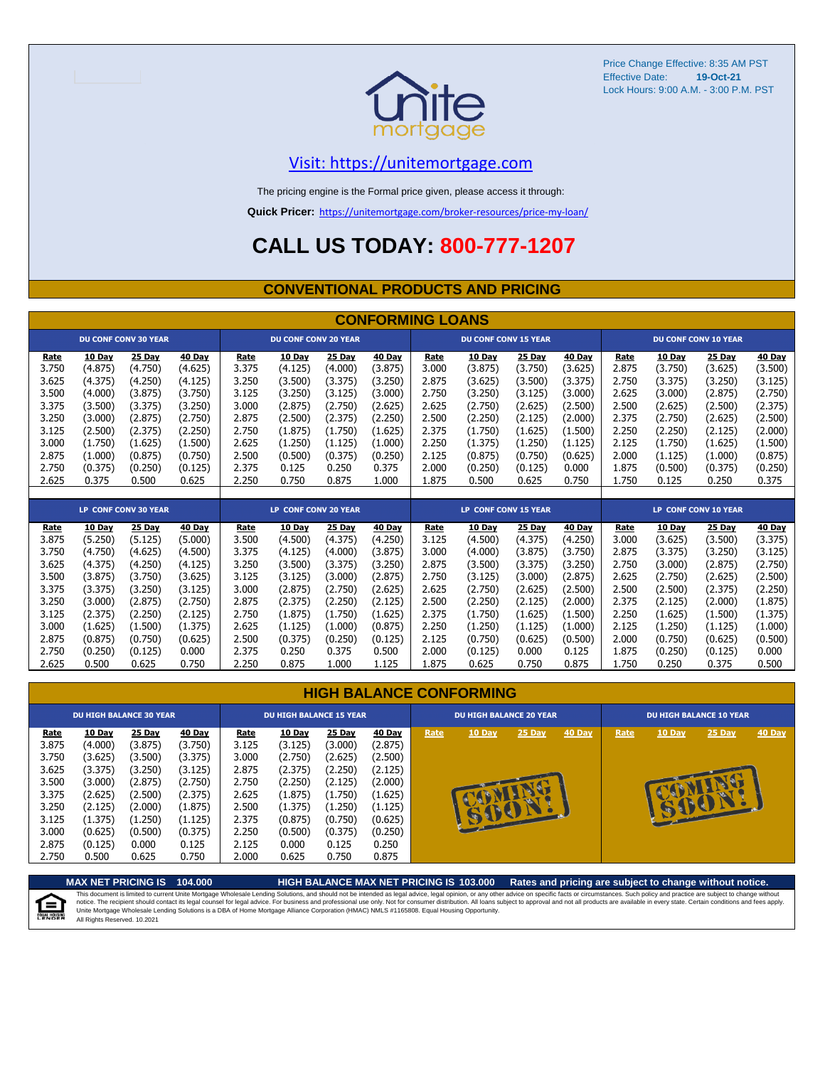Price Change Effective: 8:35 AM PST
Effective Date: **19-Oct-21**
Lock Hours: 9:00 A.M. - 3:00 P.M. PST

Visit: https://unitemortgage.com

The pricing engine is the Formal price given, please access it through:

**Quick Pricer:** https://unitemortgage.com/broker-resources/price-my-loan/

# CALL US TODAY: 800-777-1207

## CONVENTIONAL PRODUCTS AND PRICING

### CONFORMING LOANS

| DU CONF CONV 30 YEAR | | | | DU CONF CONV 20 YEAR | | | | DU CONF CONV 15 YEAR | | | | DU CONF CONV 10 YEAR | | | |
|---|---|---|---|---|---|---|---|---|---|---|---|---|---|---|---|
| Rate | 10 Day | 25 Day | 40 Day | Rate | 10 Day | 25 Day | 40 Day | Rate | 10 Day | 25 Day | 40 Day | Rate | 10 Day | 25 Day | 40 Day |
| 3.750 | (4.875) | (4.750) | (4.625) | 3.375 | (4.125) | (4.000) | (3.875) | 3.000 | (3.875) | (3.750) | (3.625) | 2.875 | (3.750) | (3.625) | (3.500) |
| 3.625 | (4.375) | (4.250) | (4.125) | 3.250 | (3.500) | (3.375) | (3.250) | 2.875 | (3.625) | (3.500) | (3.375) | 2.750 | (3.375) | (3.250) | (3.125) |
| 3.500 | (4.000) | (3.875) | (3.750) | 3.125 | (3.250) | (3.125) | (3.000) | 2.750 | (3.250) | (3.125) | (3.000) | 2.625 | (3.000) | (2.875) | (2.750) |
| 3.375 | (3.500) | (3.375) | (3.250) | 3.000 | (2.875) | (2.750) | (2.625) | 2.625 | (2.750) | (2.625) | (2.500) | 2.500 | (2.625) | (2.500) | (2.375) |
| 3.250 | (3.000) | (2.875) | (2.750) | 2.875 | (2.500) | (2.375) | (2.250) | 2.500 | (2.250) | (2.125) | (2.000) | 2.375 | (2.750) | (2.625) | (2.500) |
| 3.125 | (2.500) | (2.375) | (2.250) | 2.750 | (1.875) | (1.750) | (1.625) | 2.375 | (1.750) | (1.625) | (1.500) | 2.250 | (2.250) | (2.125) | (2.000) |
| 3.000 | (1.750) | (1.625) | (1.500) | 2.625 | (1.250) | (1.125) | (1.000) | 2.250 | (1.375) | (1.250) | (1.125) | 2.125 | (1.750) | (1.625) | (1.500) |
| 2.875 | (1.000) | (0.875) | (0.750) | 2.500 | (0.500) | (0.375) | (0.250) | 2.125 | (0.875) | (0.750) | (0.625) | 2.000 | (1.125) | (1.000) | (0.875) |
| 2.750 | (0.375) | (0.250) | (0.125) | 2.375 | 0.125 | 0.250 | 0.375 | 2.000 | (0.250) | (0.125) | 0.000 | 1.875 | (0.500) | (0.375) | (0.250) |
| 2.625 | 0.375 | 0.500 | 0.625 | 2.250 | 0.750 | 0.875 | 1.000 | 1.875 | 0.500 | 0.625 | 0.750 | 1.750 | 0.125 | 0.250 | 0.375 |

| LP CONF CONV 30 YEAR | | | | LP CONF CONV 20 YEAR | | | | LP CONF CONV 15 YEAR | | | | LP CONF CONV 10 YEAR | | | |
|---|---|---|---|---|---|---|---|---|---|---|---|---|---|---|---|
| Rate | 10 Day | 25 Day | 40 Day | Rate | 10 Day | 25 Day | 40 Day | Rate | 10 Day | 25 Day | 40 Day | Rate | 10 Day | 25 Day | 40 Day |
| 3.875 | (5.250) | (5.125) | (5.000) | 3.500 | (4.500) | (4.375) | (4.250) | 3.125 | (4.500) | (4.375) | (4.250) | 3.000 | (3.625) | (3.500) | (3.375) |
| 3.750 | (4.750) | (4.625) | (4.500) | 3.375 | (4.125) | (4.000) | (3.875) | 3.000 | (4.000) | (3.875) | (3.750) | 2.875 | (3.375) | (3.250) | (3.125) |
| 3.625 | (4.375) | (4.250) | (4.125) | 3.250 | (3.500) | (3.375) | (3.250) | 2.875 | (3.500) | (3.375) | (3.250) | 2.750 | (3.000) | (2.875) | (2.750) |
| 3.500 | (3.875) | (3.750) | (3.625) | 3.125 | (3.125) | (3.000) | (2.875) | 2.750 | (3.125) | (3.000) | (2.875) | 2.625 | (2.750) | (2.625) | (2.500) |
| 3.375 | (3.375) | (3.250) | (3.125) | 3.000 | (2.875) | (2.750) | (2.625) | 2.625 | (2.750) | (2.625) | (2.500) | 2.500 | (2.500) | (2.375) | (2.250) |
| 3.250 | (3.000) | (2.875) | (2.750) | 2.875 | (2.375) | (2.250) | (2.125) | 2.500 | (2.250) | (2.125) | (2.000) | 2.375 | (2.125) | (2.000) | (1.875) |
| 3.125 | (2.375) | (2.250) | (2.125) | 2.750 | (1.875) | (1.750) | (1.625) | 2.375 | (1.750) | (1.625) | (1.500) | 2.250 | (1.625) | (1.500) | (1.375) |
| 3.000 | (1.625) | (1.500) | (1.375) | 2.625 | (1.125) | (1.000) | (0.875) | 2.250 | (1.250) | (1.125) | (1.000) | 2.125 | (1.250) | (1.125) | (1.000) |
| 2.875 | (0.875) | (0.750) | (0.625) | 2.500 | (0.375) | (0.250) | (0.125) | 2.125 | (0.750) | (0.625) | (0.500) | 2.000 | (0.750) | (0.625) | (0.500) |
| 2.750 | (0.250) | (0.125) | 0.000 | 2.375 | 0.250 | 0.375 | 0.500 | 2.000 | (0.125) | 0.000 | 0.125 | 1.875 | (0.250) | (0.125) | 0.000 |
| 2.625 | 0.500 | 0.625 | 0.750 | 2.250 | 0.875 | 1.000 | 1.125 | 1.875 | 0.625 | 0.750 | 0.875 | 1.750 | 0.250 | 0.375 | 0.500 |

### HIGH BALANCE CONFORMING

| DU HIGH BALANCE 30 YEAR | | | | DU HIGH BALANCE 15 YEAR | | | | DU HIGH BALANCE 20 YEAR | | | | DU HIGH BALANCE 10 YEAR | | | |
|---|---|---|---|---|---|---|---|---|---|---|---|---|---|---|---|
| Rate | 10 Day | 25 Day | 40 Day | Rate | 10 Day | 25 Day | 40 Day | Rate | 10 Day | 25 Day | 40 Day | Rate | 10 Day | 25 Day | 40 Day |
| 3.875 | (4.000) | (3.875) | (3.750) | 3.125 | (3.125) | (3.000) | (2.875) | COMING SOON! | | | | COMING SOON! | | | |
| 3.750 | (3.625) | (3.500) | (3.375) | 3.000 | (2.750) | (2.625) | (2.500) | | | | | | | | |
| 3.625 | (3.375) | (3.250) | (3.125) | 2.875 | (2.375) | (2.250) | (2.125) | | | | | | | | |
| 3.500 | (3.000) | (2.875) | (2.750) | 2.750 | (2.250) | (2.125) | (2.000) | | | | | | | | |
| 3.375 | (2.625) | (2.500) | (2.375) | 2.625 | (1.875) | (1.750) | (1.625) | | | | | | | | |
| 3.250 | (2.125) | (2.000) | (1.875) | 2.500 | (1.375) | (1.250) | (1.125) | | | | | | | | |
| 3.125 | (1.375) | (1.250) | (1.125) | 2.375 | (0.875) | (0.750) | (0.625) | | | | | | | | |
| 3.000 | (0.625) | (0.500) | (0.375) | 2.250 | (0.500) | (0.375) | (0.250) | | | | | | | | |
| 2.875 | (0.125) | 0.000 | 0.125 | 2.125 | 0.000 | 0.125 | 0.250 | | | | | | | | |
| 2.750 | 0.500 | 0.625 | 0.750 | 2.000 | 0.625 | 0.750 | 0.875 | | | | | | | | |

**MAX NET PRICING IS 104.000** **HIGH BALANCE MAX NET PRICING IS 103.000** **Rates and pricing are subject to change without notice.**

This document is limited to current Unite Mortgage Wholesale Lending Solutions, and should not be intended as legal advice, legal opinion, or any other advice on specific facts or circumstances. Such policy and practice are subject to change without notice. The recipient should contact its legal counsel for legal advice. For business and professional use only. Not for consumer distribution. All loans subject to approval and not all products are available in every state. Certain conditions and fees apply. Unite Mortgage Wholesale Lending Solutions is a DBA of Home Mortgage Alliance Corporation (HMAC) NMLS #1165808. Equal Housing Opportunity.
All Rights Reserved. 10.2021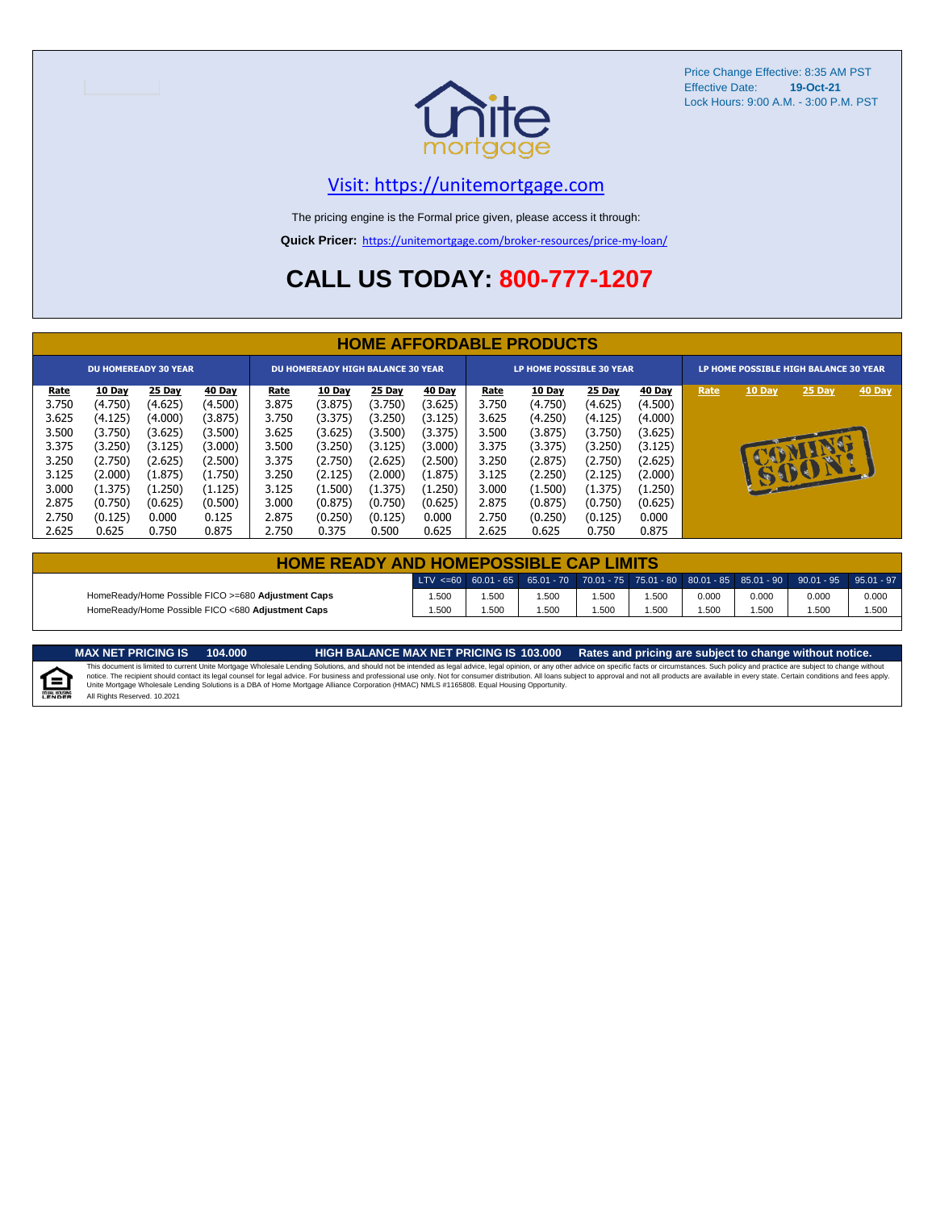Price Change Effective: 8:35 AM PST
Effective Date: **19-Oct-21**
Lock Hours: 9:00 A.M. - 3:00 P.M. PST

unite mortgage

Visit: https://unitemortgage.com

The pricing engine is the Formal price given, please access it through:

**Quick Pricer:** https://unitemortgage.com/broker-resources/price-my-loan/

# CALL US TODAY: 800-777-1207

## HOME AFFORDABLE PRODUCTS

| DU HOMEREADY 30 YEAR | | | | DU HOMEREADY HIGH BALANCE 30 YEAR | | | | LP HOME POSSIBLE 30 YEAR | | | | LP HOME POSSIBLE HIGH BALANCE 30 YEAR | | | |
|---|---|---|---|---|---|---|---|---|---|---|---|---|---|---|---|
| Rate | 10 Day | 25 Day | 40 Day | Rate | 10 Day | 25 Day | 40 Day | Rate | 10 Day | 25 Day | 40 Day | Rate | 10 Day | 25 Day | 40 Day |
| 3.750 | (4.750) | (4.625) | (4.500) | 3.875 | (3.875) | (3.750) | (3.625) | 3.750 | (4.750) | (4.625) | (4.500) | COMING SOON! | | | |
| 3.625 | (4.125) | (4.000) | (3.875) | 3.750 | (3.375) | (3.250) | (3.125) | 3.625 | (4.250) | (4.125) | (4.000) | | | | |
| 3.500 | (3.750) | (3.625) | (3.500) | 3.625 | (3.625) | (3.500) | (3.375) | 3.500 | (3.875) | (3.750) | (3.625) | | | | |
| 3.375 | (3.250) | (3.125) | (3.000) | 3.500 | (3.250) | (3.125) | (3.000) | 3.375 | (3.375) | (3.250) | (3.125) | | | | |
| 3.250 | (2.750) | (2.625) | (2.500) | 3.375 | (2.750) | (2.625) | (2.500) | 3.250 | (2.875) | (2.750) | (2.625) | | | | |
| 3.125 | (2.000) | (1.875) | (1.750) | 3.250 | (2.125) | (2.000) | (1.875) | 3.125 | (2.250) | (2.125) | (2.000) | | | | |
| 3.000 | (1.375) | (1.250) | (1.125) | 3.125 | (1.500) | (1.375) | (1.250) | 3.000 | (1.500) | (1.375) | (1.250) | | | | |
| 2.875 | (0.750) | (0.625) | (0.500) | 3.000 | (0.875) | (0.750) | (0.625) | 2.875 | (0.875) | (0.750) | (0.625) | | | | |
| 2.750 | (0.125) | 0.000 | 0.125 | 2.875 | (0.250) | (0.125) | 0.000 | 2.750 | (0.250) | (0.125) | 0.000 | | | | |
| 2.625 | 0.625 | 0.750 | 0.875 | 2.750 | 0.375 | 0.500 | 0.625 | 2.625 | 0.625 | 0.750 | 0.875 | | | | |

## HOME READY AND HOMEPOSSIBLE CAP LIMITS

| | LTV <=60 | 60.01 - 65 | 65.01 - 70 | 70.01 - 75 | 75.01 - 80 | 80.01 - 85 | 85.01 - 90 | 90.01 - 95 | 95.01 - 97 |
|---|---|---|---|---|---|---|---|---|---|
| HomeReady/Home Possible FICO >=680 **Adjustment Caps** | 1.500 | 1.500 | 1.500 | 1.500 | 1.500 | 0.000 | 0.000 | 0.000 | 0.000 |
| HomeReady/Home Possible FICO <680 **Adjustment Caps** | 1.500 | 1.500 | 1.500 | 1.500 | 1.500 | 1.500 | 1.500 | 1.500 | 1.500 |

**MAX NET PRICING IS 104.000** **HIGH BALANCE MAX NET PRICING IS 103.000** **Rates and pricing are subject to change without notice.**

This document is limited to current Unite Mortgage Wholesale Lending Solutions, and should not be intended as legal advice, legal opinion, or any other advice on specific facts or circumstances. Such policy and practice are subject to change without notice. The recipient should contact its legal counsel for legal advice. For business and professional use only. Not for consumer distribution. All loans subject to approval and not all products are available in every state. Certain conditions and fees apply. Unite Mortgage Wholesale Lending Solutions is a DBA of Home Mortgage Alliance Corporation (HMAC) NMLS #1165808. Equal Housing Opportunity.
All Rights Reserved. 10.2021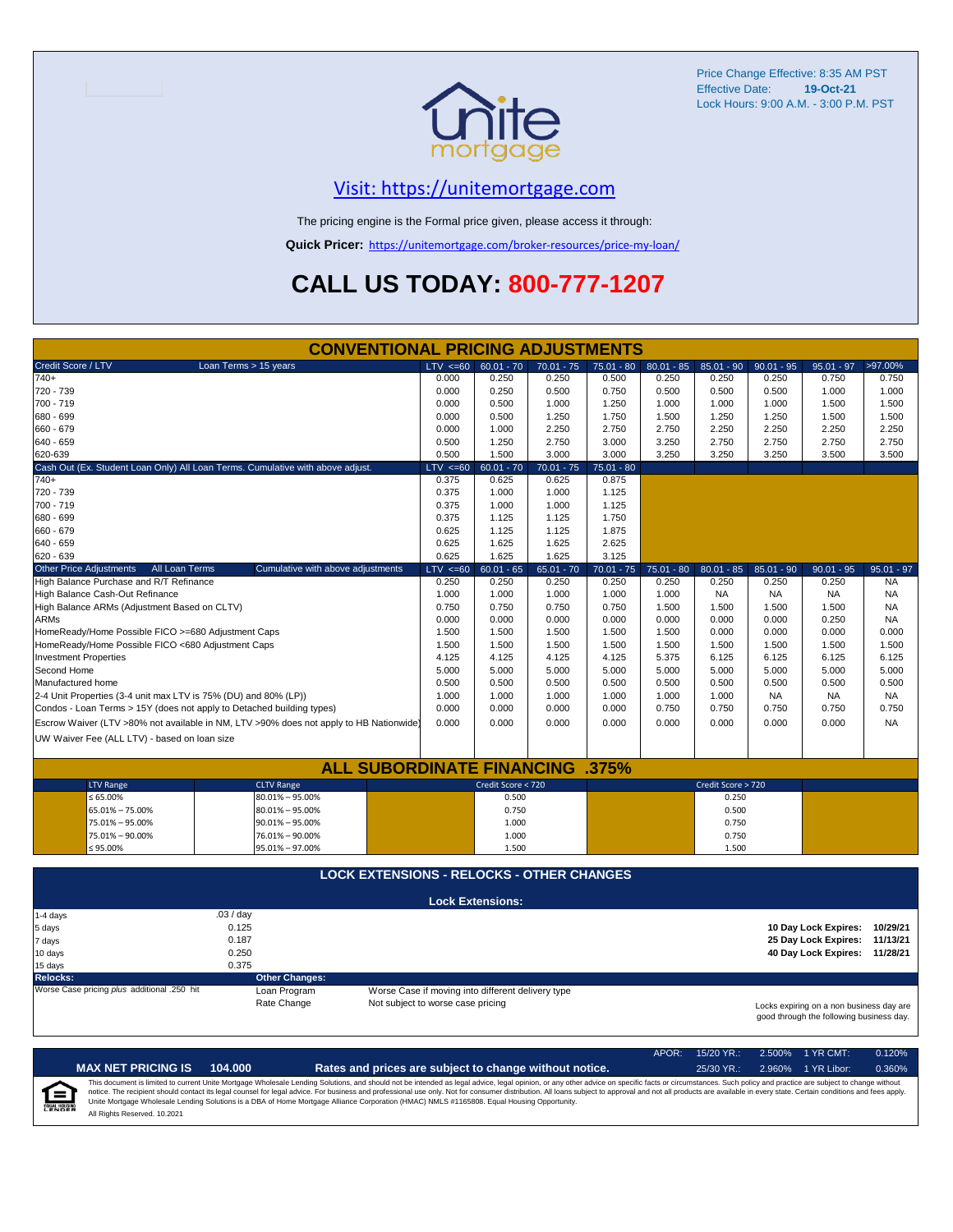Price Change Effective: 8:35 AM PST
Effective Date: **19-Oct-21**
Lock Hours: 9:00 A.M. - 3:00 P.M. PST

unite mortgage

## Visit: https://unitemortgage.com

The pricing engine is the Formal price given, please access it through:

**Quick Pricer:** https://unitemortgage.com/broker-resources/price-my-loan/

# CALL US TODAY: 800-777-1207

## CONVENTIONAL PRICING ADJUSTMENTS

| Credit Score / LTV — Loan Terms > 15 years | LTV <=60 | 60.01 - 70 | 70.01 - 75 | 75.01 - 80 | 80.01 - 85 | 85.01 - 90 | 90.01 - 95 | 95.01 - 97 | >97.00% |
|---|---|---|---|---|---|---|---|---|---|
| 740+ | 0.000 | 0.250 | 0.250 | 0.500 | 0.250 | 0.250 | 0.250 | 0.750 | 0.750 |
| 720 - 739 | 0.000 | 0.250 | 0.500 | 0.750 | 0.500 | 0.500 | 0.500 | 1.000 | 1.000 |
| 700 - 719 | 0.000 | 0.500 | 1.000 | 1.250 | 1.000 | 1.000 | 1.000 | 1.500 | 1.500 |
| 680 - 699 | 0.000 | 0.500 | 1.250 | 1.750 | 1.500 | 1.250 | 1.250 | 1.500 | 1.500 |
| 660 - 679 | 0.000 | 1.000 | 2.250 | 2.750 | 2.750 | 2.250 | 2.250 | 2.250 | 2.250 |
| 640 - 659 | 0.500 | 1.250 | 2.750 | 3.000 | 3.250 | 2.750 | 2.750 | 2.750 | 2.750 |
| 620-639 | 0.500 | 1.500 | 3.000 | 3.000 | 3.250 | 3.250 | 3.250 | 3.500 | 3.500 |

| Cash Out (Ex. Student Loan Only) All Loan Terms. Cumulative with above adjust. | LTV <=60 | 60.01 - 70 | 70.01 - 75 | 75.01 - 80 |
|---|---|---|---|---|
| 740+ | 0.375 | 0.625 | 0.625 | 0.875 |
| 720 - 739 | 0.375 | 1.000 | 1.000 | 1.125 |
| 700 - 719 | 0.375 | 1.000 | 1.000 | 1.125 |
| 680 - 699 | 0.375 | 1.125 | 1.125 | 1.750 |
| 660 - 679 | 0.625 | 1.125 | 1.125 | 1.875 |
| 640 - 659 | 0.625 | 1.625 | 1.625 | 2.625 |
| 620 - 639 | 0.625 | 1.625 | 1.625 | 3.125 |

| Other Price Adjustments — All Loan Terms — Cumulative with above adjustments | LTV <=60 | 60.01 - 65 | 65.01 - 70 | 70.01 - 75 | 75.01 - 80 | 80.01 - 85 | 85.01 - 90 | 90.01 - 95 | 95.01 - 97 |
|---|---|---|---|---|---|---|---|---|---|
| High Balance Purchase and R/T Refinance | 0.250 | 0.250 | 0.250 | 0.250 | 0.250 | 0.250 | 0.250 | 0.250 | NA |
| High Balance Cash-Out Refinance | 1.000 | 1.000 | 1.000 | 1.000 | 1.000 | NA | NA | NA | NA |
| High Balance ARMs (Adjustment Based on CLTV) | 0.750 | 0.750 | 0.750 | 0.750 | 1.500 | 1.500 | 1.500 | 1.500 | NA |
| ARMs | 0.000 | 0.000 | 0.000 | 0.000 | 0.000 | 0.000 | 0.000 | 0.250 | NA |
| HomeReady/Home Possible FICO >=680 Adjustment Caps | 1.500 | 1.500 | 1.500 | 1.500 | 1.500 | 0.000 | 0.000 | 0.000 | 0.000 |
| HomeReady/Home Possible FICO <680 Adjustment Caps | 1.500 | 1.500 | 1.500 | 1.500 | 1.500 | 1.500 | 1.500 | 1.500 | 1.500 |
| Investment Properties | 4.125 | 4.125 | 4.125 | 4.125 | 5.375 | 6.125 | 6.125 | 6.125 | 6.125 |
| Second Home | 5.000 | 5.000 | 5.000 | 5.000 | 5.000 | 5.000 | 5.000 | 5.000 | 5.000 |
| Manufactured home | 0.500 | 0.500 | 0.500 | 0.500 | 0.500 | 0.500 | 0.500 | 0.500 | 0.500 |
| 2-4 Unit Properties (3-4 unit max LTV is 75% (DU) and 80% (LP)) | 1.000 | 1.000 | 1.000 | 1.000 | 1.000 | 1.000 | NA | NA | NA |
| Condos - Loan Terms > 15Y (does not apply to Detached building types) | 0.000 | 0.000 | 0.000 | 0.000 | 0.750 | 0.750 | 0.750 | 0.750 | 0.750 |
| Escrow Waiver (LTV >80% not available in NM, LTV >90% does not apply to HB Nationwide) | 0.000 | 0.000 | 0.000 | 0.000 | 0.000 | 0.000 | 0.000 | 0.000 | NA |
| UW Waiver Fee (ALL LTV) - based on loan size | | | | | | | | | |

## ALL SUBORDINATE FINANCING .375%

| LTV Range | CLTV Range | Credit Score < 720 | Credit Score > 720 |
|---|---|---|---|
| ≤ 65.00% | 80.01% – 95.00% | 0.500 | 0.250 |
| 65.01% – 75.00% | 80.01% – 95.00% | 0.750 | 0.500 |
| 75.01% – 95.00% | 90.01% – 95.00% | 1.000 | 0.750 |
| 75.01% – 90.00% | 76.01% – 90.00% | 1.000 | 0.750 |
| ≤ 95.00% | 95.01% – 97.00% | 1.500 | 1.500 |

## LOCK EXTENSIONS - RELOCKS - OTHER CHANGES

### Lock Extensions:

| | |
|---|---|
| 1-4 days | .03 / day |
| 5 days | 0.125 |
| 7 days | 0.187 |
| 10 days | 0.250 |
| 15 days | 0.375 |

| | |
|---|---|
| 10 Day Lock Expires: | 10/29/21 |
| 25 Day Lock Expires: | 11/13/21 |
| 40 Day Lock Expires: | 11/28/21 |

**Relocks:**
Worse Case pricing *plus* additional .250 hit

**Other Changes:**

| | |
|---|---|
| Loan Program | Worse Case if moving into different delivery type |
| Rate Change | Not subject to worse case pricing |

Locks expiring on a non business day are good through the following business day.

| APOR: | 15/20 YR.: | 2.500% | 1 YR CMT: | 0.120% |
|---|---|---|---|---|
| | 25/30 YR.: | 2.960% | 1 YR Libor: | 0.360% |

**MAX NET PRICING IS 104.000** — **Rates and prices are subject to change without notice.**

This document is limited to current Unite Mortgage Wholesale Lending Solutions, and should not be intended as legal advice, legal opinion, or any other advice on specific facts or circumstances. Such policy and practice are subject to change without notice. The recipient should contact its legal counsel for legal advice. For business and professional use only. Not for consumer distribution. All loans subject to approval and not all products are available in every state. Certain conditions and fees apply. Unite Mortgage Wholesale Lending Solutions is a DBA of Home Mortgage Alliance Corporation (HMAC) NMLS #1165808. Equal Housing Opportunity.
All Rights Reserved. 10.2021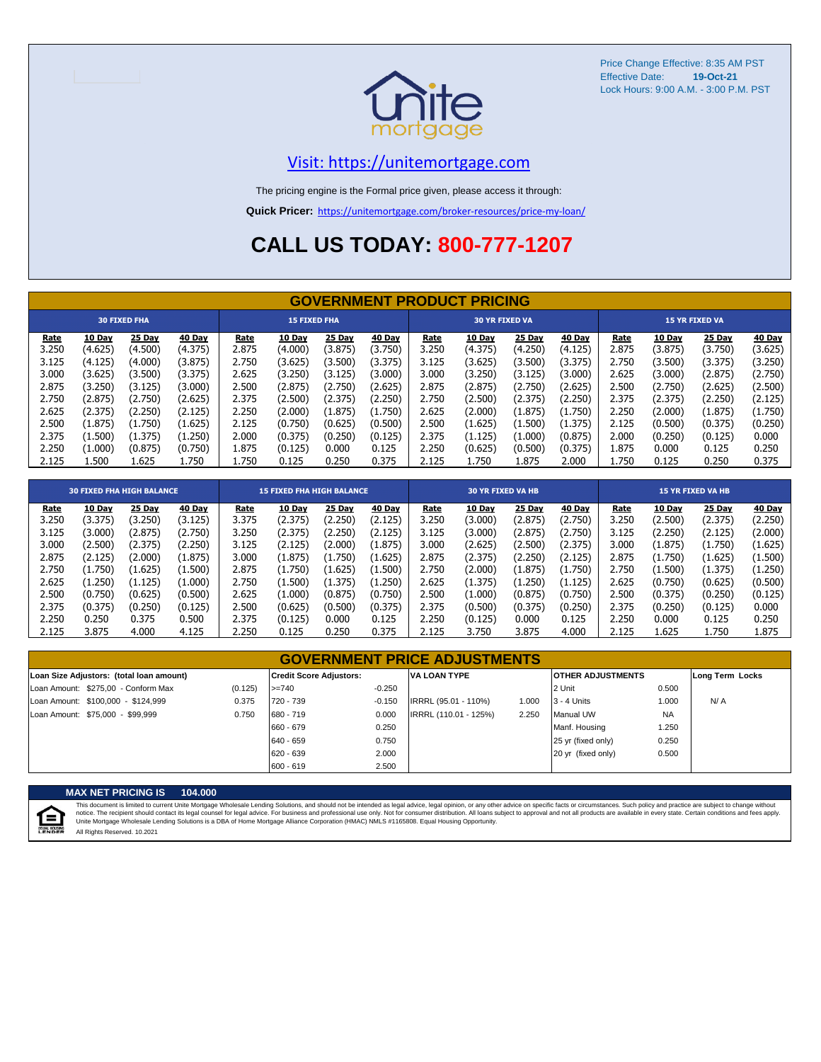Price Change Effective: 8:35 AM PST
Effective Date: **19-Oct-21**
Lock Hours: 9:00 A.M. - 3:00 P.M. PST

## Visit: https://unitemortgage.com

The pricing engine is the Formal price given, please access it through:

**Quick Pricer:** https://unitemortgage.com/broker-resources/price-my-loan/

# CALL US TODAY: 800-777-1207

## GOVERNMENT PRODUCT PRICING

| 30 FIXED FHA | | | | 15 FIXED FHA | | | | 30 YR FIXED VA | | | | 15 YR FIXED VA | | | |
|---|---|---|---|---|---|---|---|---|---|---|---|---|---|---|---|
| Rate | 10 Day | 25 Day | 40 Day | Rate | 10 Day | 25 Day | 40 Day | Rate | 10 Day | 25 Day | 40 Day | Rate | 10 Day | 25 Day | 40 Day |
| 3.250 | (4.625) | (4.500) | (4.375) | 2.875 | (4.000) | (3.875) | (3.750) | 3.250 | (4.375) | (4.250) | (4.125) | 2.875 | (3.875) | (3.750) | (3.625) |
| 3.125 | (4.125) | (4.000) | (3.875) | 2.750 | (3.625) | (3.500) | (3.375) | 3.125 | (3.625) | (3.500) | (3.375) | 2.750 | (3.500) | (3.375) | (3.250) |
| 3.000 | (3.625) | (3.500) | (3.375) | 2.625 | (3.250) | (3.125) | (3.000) | 3.000 | (3.250) | (3.125) | (3.000) | 2.625 | (3.000) | (2.875) | (2.750) |
| 2.875 | (3.250) | (3.125) | (3.000) | 2.500 | (2.875) | (2.750) | (2.625) | 2.875 | (2.875) | (2.750) | (2.625) | 2.500 | (2.750) | (2.625) | (2.500) |
| 2.750 | (2.875) | (2.750) | (2.625) | 2.375 | (2.500) | (2.375) | (2.250) | 2.750 | (2.500) | (2.375) | (2.250) | 2.375 | (2.375) | (2.250) | (2.125) |
| 2.625 | (2.375) | (2.250) | (2.125) | 2.250 | (2.000) | (1.875) | (1.750) | 2.625 | (2.000) | (1.875) | (1.750) | 2.250 | (2.000) | (1.875) | (1.750) |
| 2.500 | (1.875) | (1.750) | (1.625) | 2.125 | (0.750) | (0.625) | (0.500) | 2.500 | (1.625) | (1.500) | (1.375) | 2.125 | (0.500) | (0.375) | (0.250) |
| 2.375 | (1.500) | (1.375) | (1.250) | 2.000 | (0.375) | (0.250) | (0.125) | 2.375 | (1.125) | (1.000) | (0.875) | 2.000 | (0.250) | (0.125) | 0.000 |
| 2.250 | (1.000) | (0.875) | (0.750) | 1.875 | (0.125) | 0.000 | 0.125 | 2.250 | (0.625) | (0.500) | (0.375) | 1.875 | 0.000 | 0.125 | 0.250 |
| 2.125 | 1.500 | 1.625 | 1.750 | 1.750 | 0.125 | 0.250 | 0.375 | 2.125 | 1.750 | 1.875 | 2.000 | 1.750 | 0.125 | 0.250 | 0.375 |

| 30 FIXED FHA HIGH BALANCE | | | | 15 FIXED FHA HIGH BALANCE | | | | 30 YR FIXED VA HB | | | | 15 YR FIXED VA HB | | | |
|---|---|---|---|---|---|---|---|---|---|---|---|---|---|---|---|
| Rate | 10 Day | 25 Day | 40 Day | Rate | 10 Day | 25 Day | 40 Day | Rate | 10 Day | 25 Day | 40 Day | Rate | 10 Day | 25 Day | 40 Day |
| 3.250 | (3.375) | (3.250) | (3.125) | 3.375 | (2.375) | (2.250) | (2.125) | 3.250 | (3.000) | (2.875) | (2.750) | 3.250 | (2.500) | (2.375) | (2.250) |
| 3.125 | (3.000) | (2.875) | (2.750) | 3.250 | (2.375) | (2.250) | (2.125) | 3.125 | (3.000) | (2.875) | (2.750) | 3.125 | (2.250) | (2.125) | (2.000) |
| 3.000 | (2.500) | (2.375) | (2.250) | 3.125 | (2.125) | (2.000) | (1.875) | 3.000 | (2.625) | (2.500) | (2.375) | 3.000 | (1.875) | (1.750) | (1.625) |
| 2.875 | (2.125) | (2.000) | (1.875) | 3.000 | (1.875) | (1.750) | (1.625) | 2.875 | (2.375) | (2.250) | (2.125) | 2.875 | (1.750) | (1.625) | (1.500) |
| 2.750 | (1.750) | (1.625) | (1.500) | 2.875 | (1.750) | (1.625) | (1.500) | 2.750 | (2.000) | (1.875) | (1.750) | 2.750 | (1.500) | (1.375) | (1.250) |
| 2.625 | (1.250) | (1.125) | (1.000) | 2.750 | (1.500) | (1.375) | (1.250) | 2.625 | (1.375) | (1.250) | (1.125) | 2.625 | (0.750) | (0.625) | (0.500) |
| 2.500 | (0.750) | (0.625) | (0.500) | 2.625 | (1.000) | (0.875) | (0.750) | 2.500 | (1.000) | (0.875) | (0.750) | 2.500 | (0.375) | (0.250) | (0.125) |
| 2.375 | (0.375) | (0.250) | (0.125) | 2.500 | (0.625) | (0.500) | (0.375) | 2.375 | (0.500) | (0.375) | (0.250) | 2.375 | (0.250) | (0.125) | 0.000 |
| 2.250 | 0.250 | 0.375 | 0.500 | 2.375 | (0.125) | 0.000 | 0.125 | 2.250 | (0.125) | 0.000 | 0.125 | 2.250 | 0.000 | 0.125 | 0.250 |
| 2.125 | 3.875 | 4.000 | 4.125 | 2.250 | 0.125 | 0.250 | 0.375 | 2.125 | 3.750 | 3.875 | 4.000 | 2.125 | 1.625 | 1.750 | 1.875 |

## GOVERNMENT PRICE ADJUSTMENTS

| Loan Size Adjustors: (total loan amount) | | Credit Score Adjustors: | | VA LOAN TYPE | | OTHER ADJUSTMENTS | | Long Term Locks |
|---|---|---|---|---|---|---|---|---|
| Loan Amount: $275,00 - Conform Max | (0.125) | >=740 | -0.250 | | | 2 Unit | 0.500 | |
| Loan Amount: $100,000 - $124,999 | 0.375 | 720 - 739 | -0.150 | IRRRL (95.01 - 110%) | 1.000 | 3 - 4 Units | 1.000 | N/ A |
| Loan Amount: $75,000 - $99,999 | 0.750 | 680 - 719 | 0.000 | IRRRL (110.01 - 125%) | 2.250 | Manual UW | NA | |
| | | 660 - 679 | 0.250 | | | Manf. Housing | 1.250 | |
| | | 640 - 659 | 0.750 | | | 25 yr (fixed only) | 0.250 | |
| | | 620 - 639 | 2.000 | | | 20 yr (fixed only) | 0.500 | |
| | | 600 - 619 | 2.500 | | | | | |

**MAX NET PRICING IS 104.000**

This document is limited to current Unite Mortgage Wholesale Lending Solutions, and should not be intended as legal advice, legal opinion, or any other advice on specific facts or circumstances. Such policy and practice are subject to change without notice. The recipient should contact its legal counsel for legal advice. For business and professional use only. Not for consumer distribution. All loans subject to approval and not all products are available in every state. Certain conditions and fees apply. Unite Mortgage Wholesale Lending Solutions is a DBA of Home Mortgage Alliance Corporation (HMAC) NMLS #1165808. Equal Housing Opportunity.
All Rights Reserved. 10.2021